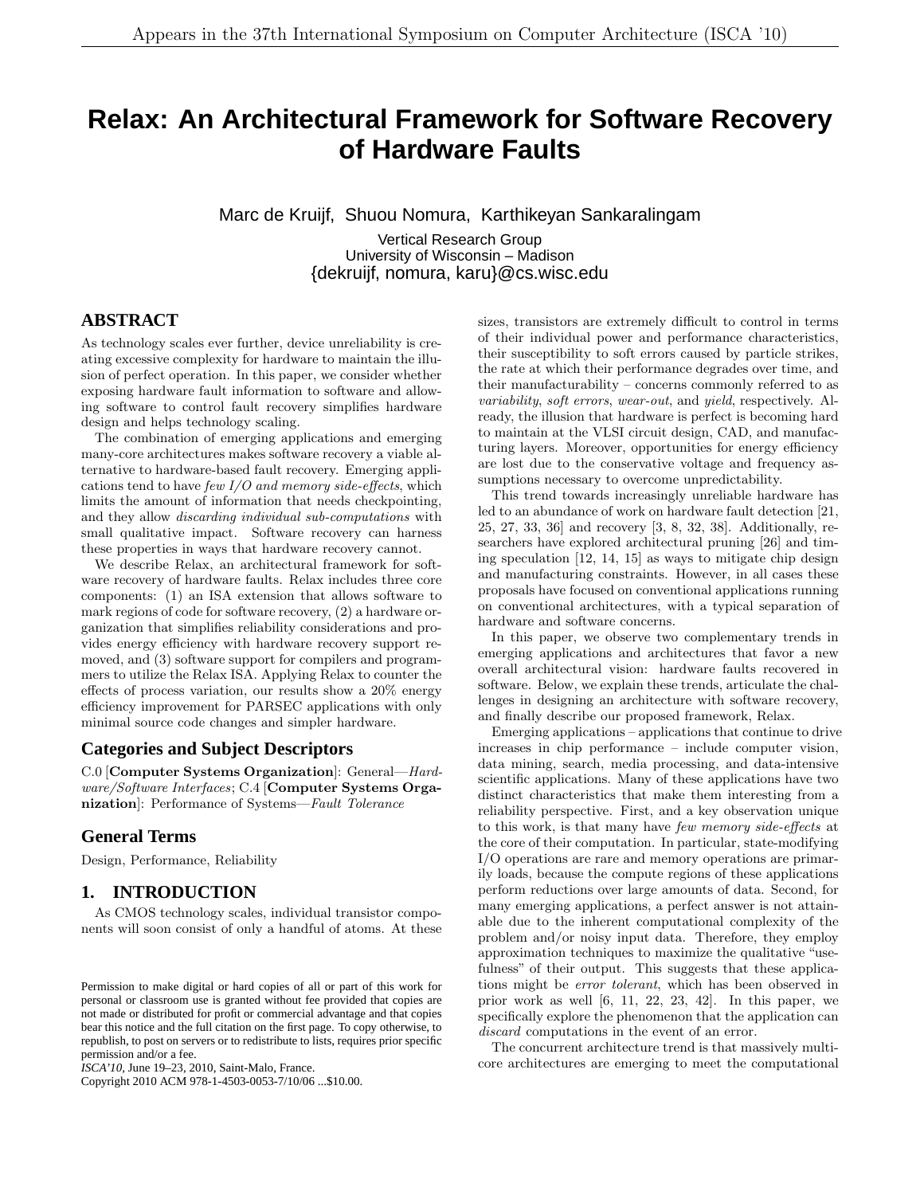# Relax: An Architectural Framework for Software Recovery of Hardware Faults

Marc de Kruijf, Shuou Nomura, Karthikeyan Sankaralingam

Vertical Research Group
University of Wisconsin – Madison
{dekruijf, nomura, karu}@cs.wisc.edu

## ABSTRACT

As technology scales ever further, device unreliability is creating excessive complexity for hardware to maintain the illusion of perfect operation. In this paper, we consider whether exposing hardware fault information to software and allowing software to control fault recovery simplifies hardware design and helps technology scaling.

The combination of emerging applications and emerging many-core architectures makes software recovery a viable alternative to hardware-based fault recovery. Emerging applications tend to have *few I/O and memory side-effects*, which limits the amount of information that needs checkpointing, and they allow *discarding individual sub-computations* with small qualitative impact. Software recovery can harness these properties in ways that hardware recovery cannot.

We describe Relax, an architectural framework for software recovery of hardware faults. Relax includes three core components: (1) an ISA extension that allows software to mark regions of code for software recovery, (2) a hardware organization that simplifies reliability considerations and provides energy efficiency with hardware recovery support removed, and (3) software support for compilers and programmers to utilize the Relax ISA. Applying Relax to counter the effects of process variation, our results show a 20% energy efficiency improvement for PARSEC applications with only minimal source code changes and simpler hardware.

## Categories and Subject Descriptors

C.0 [**Computer Systems Organization**]: General—*Hardware/Software Interfaces*; C.4 [**Computer Systems Organization**]: Performance of Systems—*Fault Tolerance*

## General Terms

Design, Performance, Reliability

## 1. INTRODUCTION

As CMOS technology scales, individual transistor components will soon consist of only a handful of atoms. At these sizes, transistors are extremely difficult to control in terms of their individual power and performance characteristics, their susceptibility to soft errors caused by particle strikes, the rate at which their performance degrades over time, and their manufacturability – concerns commonly referred to as *variability*, *soft errors*, *wear-out*, and *yield*, respectively. Already, the illusion that hardware is perfect is becoming hard to maintain at the VLSI circuit design, CAD, and manufacturing layers. Moreover, opportunities for energy efficiency are lost due to the conservative voltage and frequency assumptions necessary to overcome unpredictability.

This trend towards increasingly unreliable hardware has led to an abundance of work on hardware fault detection [21, 25, 27, 33, 36] and recovery [3, 8, 32, 38]. Additionally, researchers have explored architectural pruning [26] and timing speculation [12, 14, 15] as ways to mitigate chip design and manufacturing constraints. However, in all cases these proposals have focused on conventional applications running on conventional architectures, with a typical separation of hardware and software concerns.

In this paper, we observe two complementary trends in emerging applications and architectures that favor a new overall architectural vision: hardware faults recovered in software. Below, we explain these trends, articulate the challenges in designing an architecture with software recovery, and finally describe our proposed framework, Relax.

Emerging applications – applications that continue to drive increases in chip performance – include computer vision, data mining, search, media processing, and data-intensive scientific applications. Many of these applications have two distinct characteristics that make them interesting from a reliability perspective. First, and a key observation unique to this work, is that many have *few memory side-effects* at the core of their computation. In particular, state-modifying I/O operations are rare and memory operations are primarily loads, because the compute regions of these applications perform reductions over large amounts of data. Second, for many emerging applications, a perfect answer is not attainable due to the inherent computational complexity of the problem and/or noisy input data. Therefore, they employ approximation techniques to maximize the qualitative "usefulness" of their output. This suggests that these applications might be *error tolerant*, which has been observed in prior work as well [6, 11, 22, 23, 42]. In this paper, we specifically explore the phenomenon that the application can *discard* computations in the event of an error.

The concurrent architecture trend is that massively multi-core architectures are emerging to meet the computational

Permission to make digital or hard copies of all or part of this work for personal or classroom use is granted without fee provided that copies are not made or distributed for profit or commercial advantage and that copies bear this notice and the full citation on the first page. To copy otherwise, to republish, to post on servers or to redistribute to lists, requires prior specific permission and/or a fee.
*ISCA'10*, June 19–23, 2010, Saint-Malo, France.
Copyright 2010 ACM 978-1-4503-0053-7/10/06 ...$10.00.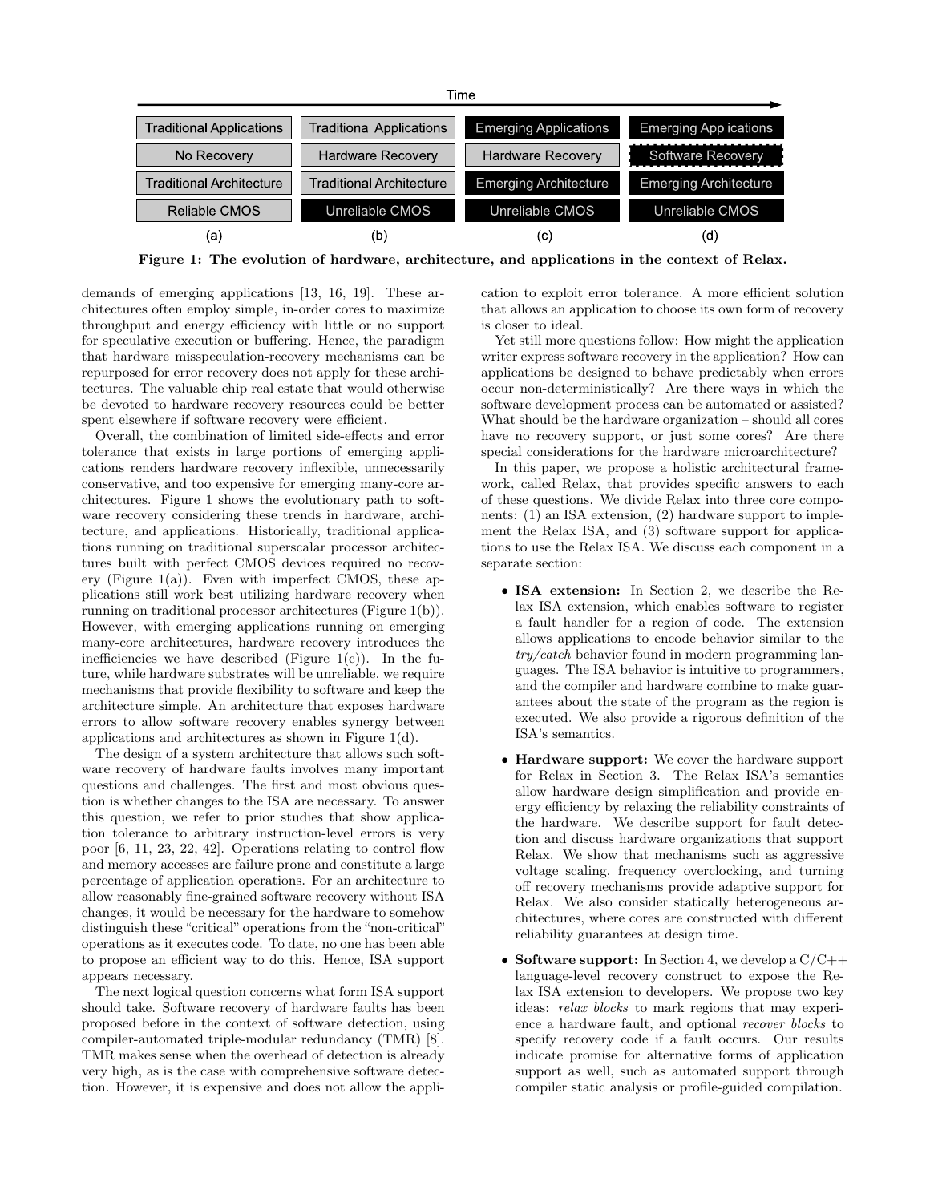Time

Traditional Applications | Traditional Applications | Emerging Applications | Emerging Applications

No Recovery | Hardware Recovery | Hardware Recovery | Software Recovery

Traditional Architecture | Traditional Architecture | Emerging Architecture | Emerging Architecture

Reliable CMOS | Unreliable CMOS | Unreliable CMOS | Unreliable CMOS

(a) (b) (c) (d)

**Figure 1: The evolution of hardware, architecture, and applications in the context of Relax.**

demands of emerging applications [13, 16, 19]. These architectures often employ simple, in-order cores to maximize throughput and energy efficiency with little or no support for speculative execution or buffering. Hence, the paradigm that hardware misspeculation-recovery mechanisms can be repurposed for error recovery does not apply for these architectures. The valuable chip real estate that would otherwise be devoted to hardware recovery resources could be better spent elsewhere if software recovery were efficient.

Overall, the combination of limited side-effects and error tolerance that exists in large portions of emerging applications renders hardware recovery inflexible, unnecessarily conservative, and too expensive for emerging many-core architectures. Figure 1 shows the evolutionary path to software recovery considering these trends in hardware, architecture, and applications. Historically, traditional applications running on traditional superscalar processor architectures built with perfect CMOS devices required no recovery (Figure 1(a)). Even with imperfect CMOS, these applications still work best utilizing hardware recovery when running on traditional processor architectures (Figure 1(b)). However, with emerging applications running on emerging many-core architectures, hardware recovery introduces the inefficiencies we have described (Figure 1(c)). In the future, while hardware substrates will be unreliable, we require mechanisms that provide flexibility to software and keep the architecture simple. An architecture that exposes hardware errors to allow software recovery enables synergy between applications and architectures as shown in Figure 1(d).

The design of a system architecture that allows such software recovery of hardware faults involves many important questions and challenges. The first and most obvious question is whether changes to the ISA are necessary. To answer this question, we refer to prior studies that show application tolerance to arbitrary instruction-level errors is very poor [6, 11, 23, 22, 42]. Operations relating to control flow and memory accesses are failure prone and constitute a large percentage of application operations. For an architecture to allow reasonably fine-grained software recovery without ISA changes, it would be necessary for the hardware to somehow distinguish these "critical" operations from the "non-critical" operations as it executes code. To date, no one has been able to propose an efficient way to do this. Hence, ISA support appears necessary.

The next logical question concerns what form ISA support should take. Software recovery of hardware faults has been proposed before in the context of software detection, using compiler-automated triple-modular redundancy (TMR) [8]. TMR makes sense when the overhead of detection is already very high, as is the case with comprehensive software detection. However, it is expensive and does not allow the application to exploit error tolerance. A more efficient solution that allows an application to choose its own form of recovery is closer to ideal.

Yet still more questions follow: How might the application writer express software recovery in the application? How can applications be designed to behave predictably when errors occur non-deterministically? Are there ways in which the software development process can be automated or assisted? What should be the hardware organization – should all cores have no recovery support, or just some cores? Are there special considerations for the hardware microarchitecture?

In this paper, we propose a holistic architectural framework, called Relax, that provides specific answers to each of these questions. We divide Relax into three core components: (1) an ISA extension, (2) hardware support to implement the Relax ISA, and (3) software support for applications to use the Relax ISA. We discuss each component in a separate section:

- **ISA extension:** In Section 2, we describe the Relax ISA extension, which enables software to register a fault handler for a region of code. The extension allows applications to encode behavior similar to the *try/catch* behavior found in modern programming languages. The ISA behavior is intuitive to programmers, and the compiler and hardware combine to make guarantees about the state of the program as the region is executed. We also provide a rigorous definition of the ISA's semantics.
- **Hardware support:** We cover the hardware support for Relax in Section 3. The Relax ISA's semantics allow hardware design simplification and provide energy efficiency by relaxing the reliability constraints of the hardware. We describe support for fault detection and discuss hardware organizations that support Relax. We show that mechanisms such as aggressive voltage scaling, frequency overclocking, and turning off recovery mechanisms provide adaptive support for Relax. We also consider statically heterogeneous architectures, where cores are constructed with different reliability guarantees at design time.
- **Software support:** In Section 4, we develop a C/C++ language-level recovery construct to expose the Relax ISA extension to developers. We propose two key ideas: *relax blocks* to mark regions that may experience a hardware fault, and optional *recover blocks* to specify recovery code if a fault occurs. Our results indicate promise for alternative forms of application support as well, such as automated support through compiler static analysis or profile-guided compilation.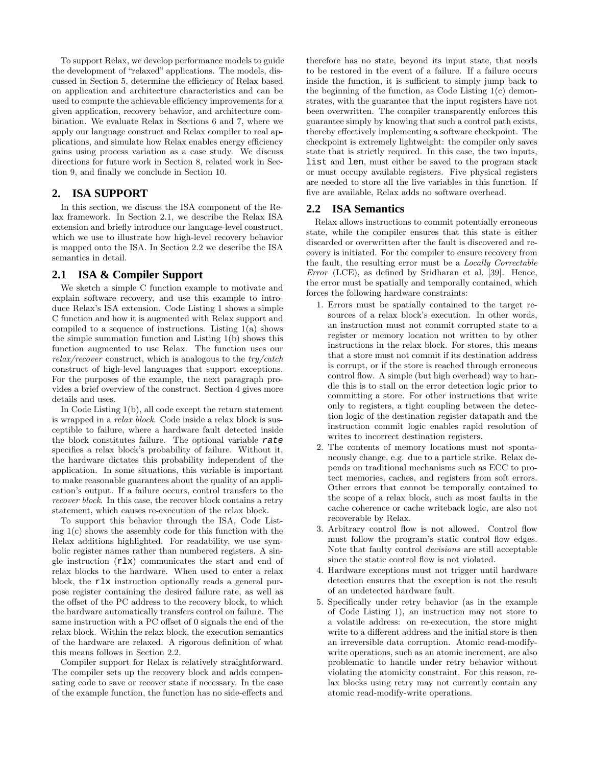To support Relax, we develop performance models to guide the development of "relaxed" applications. The models, discussed in Section 5, determine the efficiency of Relax based on application and architecture characteristics and can be used to compute the achievable efficiency improvements for a given application, recovery behavior, and architecture combination. We evaluate Relax in Sections 6 and 7, where we apply our language construct and Relax compiler to real applications, and simulate how Relax enables energy efficiency gains using process variation as a case study. We discuss directions for future work in Section 8, related work in Section 9, and finally we conclude in Section 10.

## 2. ISA SUPPORT

In this section, we discuss the ISA component of the Relax framework. In Section 2.1, we describe the Relax ISA extension and briefly introduce our language-level construct, which we use to illustrate how high-level recovery behavior is mapped onto the ISA. In Section 2.2 we describe the ISA semantics in detail.

### 2.1 ISA & Compiler Support

We sketch a simple C function example to motivate and explain software recovery, and use this example to introduce Relax's ISA extension. Code Listing 1 shows a simple C function and how it is augmented with Relax support and compiled to a sequence of instructions. Listing 1(a) shows the simple summation function and Listing 1(b) shows this function augmented to use Relax. The function uses our *relax/recover* construct, which is analogous to the *try/catch* construct of high-level languages that support exceptions. For the purposes of the example, the next paragraph provides a brief overview of the construct. Section 4 gives more details and uses.

In Code Listing 1(b), all code except the return statement is wrapped in a *relax block*. Code inside a relax block is susceptible to failure, where a hardware fault detected inside the block constitutes failure. The optional variable `rate` specifies a relax block's probability of failure. Without it, the hardware dictates this probability independent of the application. In some situations, this variable is important to make reasonable guarantees about the quality of an application's output. If a failure occurs, control transfers to the *recover block*. In this case, the recover block contains a retry statement, which causes re-execution of the relax block.

To support this behavior through the ISA, Code Listing 1(c) shows the assembly code for this function with the Relax additions highlighted. For readability, we use symbolic register names rather than numbered registers. A single instruction (`rlx`) communicates the start and end of relax blocks to the hardware. When used to enter a relax block, the `rlx` instruction optionally reads a general purpose register containing the desired failure rate, as well as the offset of the PC address to the recovery block, to which the hardware automatically transfers control on failure. The same instruction with a PC offset of 0 signals the end of the relax block. Within the relax block, the execution semantics of the hardware are relaxed. A rigorous definition of what this means follows in Section 2.2.

Compiler support for Relax is relatively straightforward. The compiler sets up the recovery block and adds compensating code to save or recover state if necessary. In the case of the example function, the function has no side-effects and therefore has no state, beyond its input state, that needs to be restored in the event of a failure. If a failure occurs inside the function, it is sufficient to simply jump back to the beginning of the function, as Code Listing 1(c) demonstrates, with the guarantee that the input registers have not been overwritten. The compiler transparently enforces this guarantee simply by knowing that such a control path exists, thereby effectively implementing a software checkpoint. The checkpoint is extremely lightweight: the compiler only saves state that is strictly required. In this case, the two inputs, `list` and `len`, must either be saved to the program stack or must occupy available registers. Five physical registers are needed to store all the live variables in this function. If five are available, Relax adds no software overhead.

### 2.2 ISA Semantics

Relax allows instructions to commit potentially erroneous state, while the compiler ensures that this state is either discarded or overwritten after the fault is discovered and recovery is initiated. For the compiler to ensure recovery from the fault, the resulting error must be a *Locally Correctable Error* (LCE), as defined by Sridharan et al. [39]. Hence, the error must be spatially and temporally contained, which forces the following hardware constraints:

1. Errors must be spatially contained to the target resources of a relax block's execution. In other words, an instruction must not commit corrupted state to a register or memory location not written to by other instructions in the relax block. For stores, this means that a store must not commit if its destination address is corrupt, or if the store is reached through erroneous control flow. A simple (but high overhead) way to handle this is to stall on the error detection logic prior to committing a store. For other instructions that write only to registers, a tight coupling between the detection logic of the destination register datapath and the instruction commit logic enables rapid resolution of writes to incorrect destination registers.
2. The contents of memory locations must not spontaneously change, e.g. due to a particle strike. Relax depends on traditional mechanisms such as ECC to protect memories, caches, and registers from soft errors. Other errors that cannot be temporally contained to the scope of a relax block, such as most faults in the cache coherence or cache writeback logic, are also not recoverable by Relax.
3. Arbitrary control flow is not allowed. Control flow must follow the program's static control flow edges. Note that faulty control *decisions* are still acceptable since the static control flow is not violated.
4. Hardware exceptions must not trigger until hardware detection ensures that the exception is not the result of an undetected hardware fault.
5. Specifically under retry behavior (as in the example of Code Listing 1), an instruction may not store to a volatile address: on re-execution, the store might write to a different address and the initial store is then an irreversible data corruption. Atomic read-modify-write operations, such as an atomic increment, are also problematic to handle under retry behavior without violating the atomicity constraint. For this reason, relax blocks using retry may not currently contain any atomic read-modify-write operations.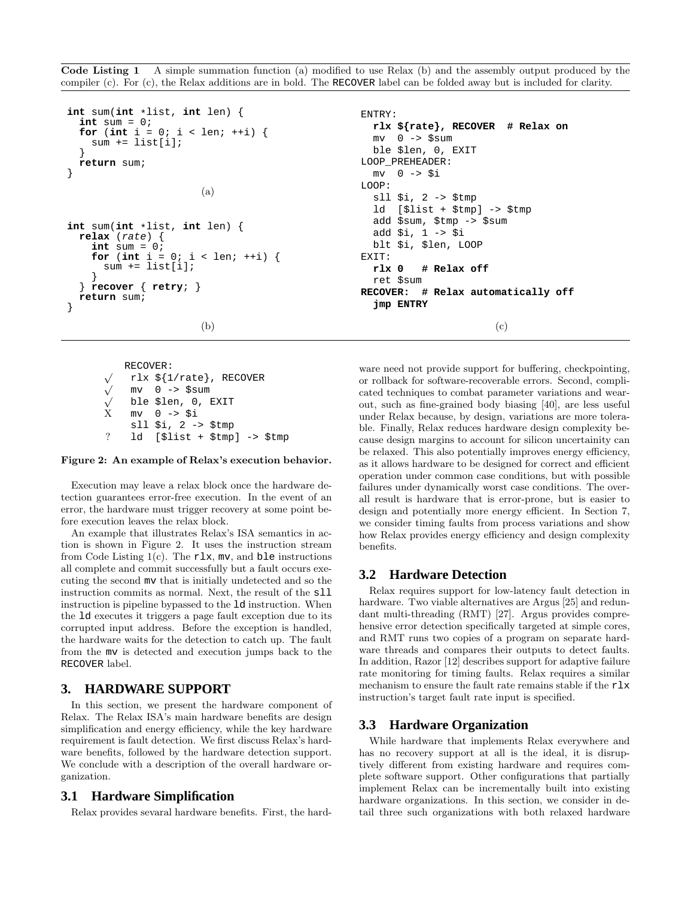**Code Listing 1** A simple summation function (a) modified to use Relax (b) and the assembly output produced by the compiler (c). For (c), the Relax additions are in bold. The RECOVER label can be folded away but is included for clarity.

```
int sum(int *list, int len) {
  int sum = 0;
  for (int i = 0; i < len; ++i) {
    sum += list[i];
  }
  return sum;
}
```

(a)

```
int sum(int *list, int len) {
  relax (rate) {
    int sum = 0;
    for (int i = 0; i < len; ++i) {
      sum += list[i];
    }
  } recover { retry; }
  return sum;
}
```

(b)

```
ENTRY:
  rlx ${rate}, RECOVER  # Relax on
  mv  0 -> $sum
  ble $len, 0, EXIT
LOOP_PREHEADER:
  mv  0 -> $i
LOOP:
  sll $i, 2 -> $tmp
  ld  [$list + $tmp] -> $tmp
  add $sum, $tmp -> $sum
  add $i, 1 -> $i
  blt $i, $len, LOOP
EXIT:
  rlx 0   # Relax off
  ret $sum
RECOVER:  # Relax automatically off
  jmp ENTRY
```

(c)

```
    RECOVER:
√   rlx ${1/rate}, RECOVER
√   mv  0 -> $sum
√   ble $len, 0, EXIT
X   mv  0 -> $i
    sll $i, 2 -> $tmp
?   ld  [$list + $tmp] -> $tmp
```

**Figure 2: An example of Relax's execution behavior.**

Execution may leave a relax block once the hardware detection guarantees error-free execution. In the event of an error, the hardware must trigger recovery at some point before execution leaves the relax block.

An example that illustrates Relax's ISA semantics in action is shown in Figure 2. It uses the instruction stream from Code Listing 1(c). The rlx, mv, and ble instructions all complete and commit successfully but a fault occurs executing the second mv that is initially undetected and so the instruction commits as normal. Next, the result of the sll instruction is pipeline bypassed to the ld instruction. When the ld executes it triggers a page fault exception due to its corrupted input address. Before the exception is handled, the hardware waits for the detection to catch up. The fault from the mv is detected and execution jumps back to the RECOVER label.

## 3. HARDWARE SUPPORT

In this section, we present the hardware component of Relax. The Relax ISA's main hardware benefits are design simplification and energy efficiency, while the key hardware requirement is fault detection. We first discuss Relax's hardware benefits, followed by the hardware detection support. We conclude with a description of the overall hardware organization.

### 3.1 Hardware Simplification

Relax provides sevaral hardware benefits. First, the hardware need not provide support for buffering, checkpointing, or rollback for software-recoverable errors. Second, complicated techniques to combat parameter variations and wearout, such as fine-grained body biasing [40], are less useful under Relax because, by design, variations are more tolerable. Finally, Relax reduces hardware design complexity because design margins to account for silicon uncertainity can be relaxed. This also potentially improves energy efficiency, as it allows hardware to be designed for correct and efficient operation under common case conditions, but with possible failures under dynamically worst case conditions. The overall result is hardware that is error-prone, but is easier to design and potentially more energy efficient. In Section 7, we consider timing faults from process variations and show how Relax provides energy efficiency and design complexity benefits.

### 3.2 Hardware Detection

Relax requires support for low-latency fault detection in hardware. Two viable alternatives are Argus [25] and redundant multi-threading (RMT) [27]. Argus provides comprehensive error detection specifically targeted at simple cores, and RMT runs two copies of a program on separate hardware threads and compares their outputs to detect faults. In addition, Razor [12] describes support for adaptive failure rate monitoring for timing faults. Relax requires a similar mechanism to ensure the fault rate remains stable if the rlx instruction's target fault rate input is specified.

### 3.3 Hardware Organization

While hardware that implements Relax everywhere and has no recovery support at all is the ideal, it is disruptively different from existing hardware and requires complete software support. Other configurations that partially implement Relax can be incrementally built into existing hardware organizations. In this section, we consider in detail three such organizations with both relaxed hardware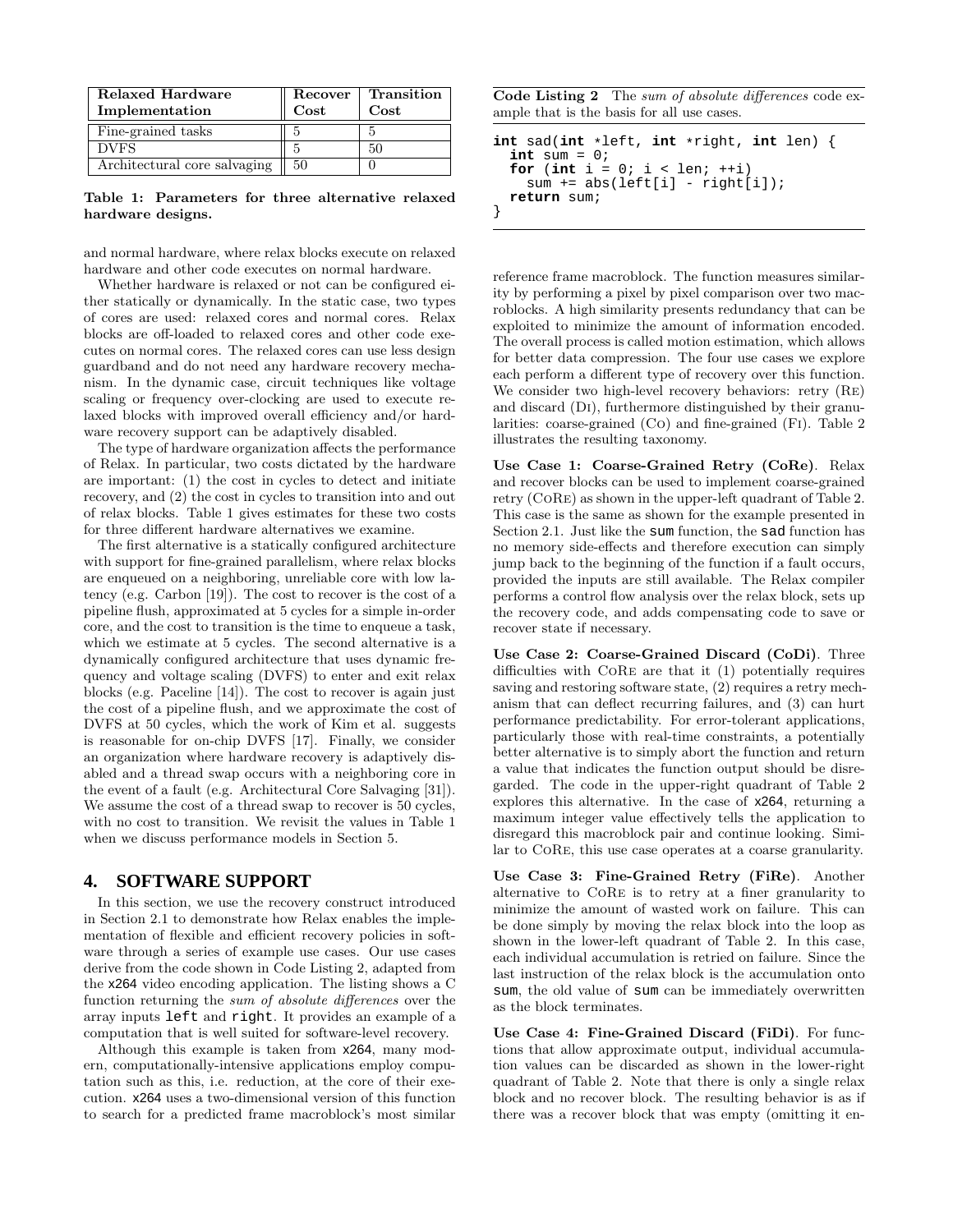| Relaxed Hardware Implementation | Recover Cost | Transition Cost |
|---|---|---|
| Fine-grained tasks | 5 | 5 |
| DVFS | 5 | 50 |
| Architectural core salvaging | 50 | 0 |

**Table 1: Parameters for three alternative relaxed hardware designs.**

and normal hardware, where relax blocks execute on relaxed hardware and other code executes on normal hardware.

Whether hardware is relaxed or not can be configured either statically or dynamically. In the static case, two types of cores are used: relaxed cores and normal cores. Relax blocks are off-loaded to relaxed cores and other code executes on normal cores. The relaxed cores can use less design guardband and do not need any hardware recovery mechanism. In the dynamic case, circuit techniques like voltage scaling or frequency over-clocking are used to execute relaxed blocks with improved overall efficiency and/or hardware recovery support can be adaptively disabled.

The type of hardware organization affects the performance of Relax. In particular, two costs dictated by the hardware are important: (1) the cost in cycles to detect and initiate recovery, and (2) the cost in cycles to transition into and out of relax blocks. Table 1 gives estimates for these two costs for three different hardware alternatives we examine.

The first alternative is a statically configured architecture with support for fine-grained parallelism, where relax blocks are enqueued on a neighboring, unreliable core with low latency (e.g. Carbon [19]). The cost to recover is the cost of a pipeline flush, approximated at 5 cycles for a simple in-order core, and the cost to transition is the time to enqueue a task, which we estimate at 5 cycles. The second alternative is a dynamically configured architecture that uses dynamic frequency and voltage scaling (DVFS) to enter and exit relax blocks (e.g. Paceline [14]). The cost to recover is again just the cost of a pipeline flush, and we approximate the cost of DVFS at 50 cycles, which the work of Kim et al. suggests is reasonable for on-chip DVFS [17]. Finally, we consider an organization where hardware recovery is adaptively disabled and a thread swap occurs with a neighboring core in the event of a fault (e.g. Architectural Core Salvaging [31]). We assume the cost of a thread swap to recover is 50 cycles, with no cost to transition. We revisit the values in Table 1 when we discuss performance models in Section 5.

## 4. SOFTWARE SUPPORT

In this section, we use the recovery construct introduced in Section 2.1 to demonstrate how Relax enables the implementation of flexible and efficient recovery policies in software through a series of example use cases. Our use cases derive from the code shown in Code Listing 2, adapted from the `x264` video encoding application. The listing shows a C function returning the *sum of absolute differences* over the array inputs `left` and `right`. It provides an example of a computation that is well suited for software-level recovery.

Although this example is taken from `x264`, many modern, computationally-intensive applications employ computation such as this, i.e. reduction, at the core of their execution. `x264` uses a two-dimensional version of this function to search for a predicted frame macroblock's most similar reference frame macroblock. The function measures similarity by performing a pixel by pixel comparison over two macroblocks. A high similarity presents redundancy that can be exploited to minimize the amount of information encoded. The overall process is called motion estimation, which allows for better data compression. The four use cases we explore each perform a different type of recovery over this function. We consider two high-level recovery behaviors: retry (Re) and discard (Di), furthermore distinguished by their granularities: coarse-grained (Co) and fine-grained (Fi). Table 2 illustrates the resulting taxonomy.

**Code Listing 2** The *sum of absolute differences* code example that is the basis for all use cases.

```
int sad(int *left, int *right, int len) {
  int sum = 0;
  for (int i = 0; i < len; ++i)
    sum += abs(left[i] - right[i]);
  return sum;
}
```

**Use Case 1: Coarse-Grained Retry (CoRe).** Relax and recover blocks can be used to implement coarse-grained retry (CoRe) as shown in the upper-left quadrant of Table 2. This case is the same as shown for the example presented in Section 2.1. Just like the `sum` function, the `sad` function has no memory side-effects and therefore execution can simply jump back to the beginning of the function if a fault occurs, provided the inputs are still available. The Relax compiler performs a control flow analysis over the relax block, sets up the recovery code, and adds compensating code to save or recover state if necessary.

**Use Case 2: Coarse-Grained Discard (CoDi).** Three difficulties with CoRe are that it (1) potentially requires saving and restoring software state, (2) requires a retry mechanism that can deflect recurring failures, and (3) can hurt performance predictability. For error-tolerant applications, particularly those with real-time constraints, a potentially better alternative is to simply abort the function and return a value that indicates the function output should be disregarded. The code in the upper-right quadrant of Table 2 explores this alternative. In the case of `x264`, returning a maximum integer value effectively tells the application to disregard this macroblock pair and continue looking. Similar to CoRe, this use case operates at a coarse granularity.

**Use Case 3: Fine-Grained Retry (FiRe).** Another alternative to CoRe is to retry at a finer granularity to minimize the amount of wasted work on failure. This can be done simply by moving the relax block into the loop as shown in the lower-left quadrant of Table 2. In this case, each individual accumulation is retried on failure. Since the last instruction of the relax block is the accumulation onto `sum`, the old value of `sum` can be immediately overwritten as the block terminates.

**Use Case 4: Fine-Grained Discard (FiDi).** For functions that allow approximate output, individual accumulation values can be discarded as shown in the lower-right quadrant of Table 2. Note that there is only a single relax block and no recover block. The resulting behavior is as if there was a recover block that was empty (omitting it en-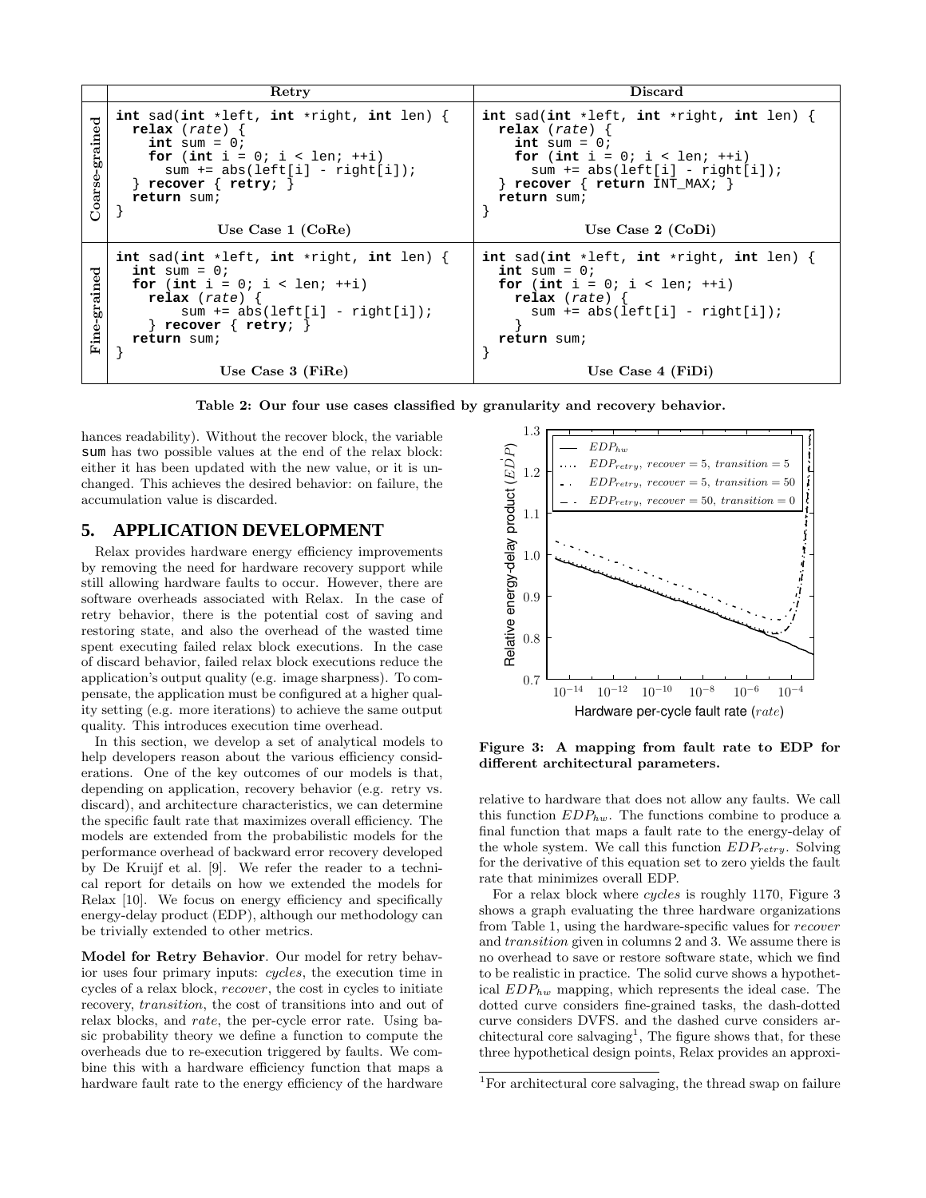| | Retry | Discard |
|---|---|---|
| Coarse-grained | `int sad(int *left, int *right, int len) {`<br>`  relax (rate) {`<br>`    int sum = 0;`<br>`    for (int i = 0; i < len; ++i)`<br>`      sum += abs(left[i] - right[i]);`<br>`  } recover { retry; }`<br>`  return sum;`<br>`}`<br>**Use Case 1 (CoRe)** | `int sad(int *left, int *right, int len) {`<br>`  relax (rate) {`<br>`    int sum = 0;`<br>`    for (int i = 0; i < len; ++i)`<br>`      sum += abs(left[i] - right[i]);`<br>`  } recover { return INT_MAX; }`<br>`  return sum;`<br>`}`<br>**Use Case 2 (CoDi)** |
| Fine-grained | `int sad(int *left, int *right, int len) {`<br>`  int sum = 0;`<br>`  for (int i = 0; i < len; ++i)`<br>`    relax (rate) {`<br>`      sum += abs(left[i] - right[i]);`<br>`    } recover { retry; }`<br>`  return sum;`<br>`}`<br>**Use Case 3 (FiRe)** | `int sad(int *left, int *right, int len) {`<br>`  int sum = 0;`<br>`  for (int i = 0; i < len; ++i)`<br>`    relax (rate) {`<br>`      sum += abs(left[i] - right[i]);`<br>`    }`<br>`  return sum;`<br>`}`<br>**Use Case 4 (FiDi)** |

**Table 2: Our four use cases classified by granularity and recovery behavior.**

hances readability). Without the recover block, the variable sum has two possible values at the end of the relax block: either it has been updated with the new value, or it is unchanged. This achieves the desired behavior: on failure, the accumulation value is discarded.

## 5. APPLICATION DEVELOPMENT

Relax provides hardware energy efficiency improvements by removing the need for hardware recovery support while still allowing hardware faults to occur. However, there are software overheads associated with Relax. In the case of retry behavior, there is the potential cost of saving and restoring state, and also the overhead of the wasted time spent executing failed relax block executions. In the case of discard behavior, failed relax block executions reduce the application's output quality (e.g. image sharpness). To compensate, the application must be configured at a higher quality setting (e.g. more iterations) to achieve the same output quality. This introduces execution time overhead.

In this section, we develop a set of analytical models to help developers reason about the various efficiency considerations. One of the key outcomes of our models is that, depending on application, recovery behavior (e.g. retry vs. discard), and architecture characteristics, we can determine the specific fault rate that maximizes overall efficiency. The models are extended from the probabilistic models for the performance overhead of backward error recovery developed by De Kruijf et al. [9]. We refer the reader to a technical report for details on how we extended the models for Relax [10]. We focus on energy efficiency and specifically energy-delay product (EDP), although our methodology can be trivially extended to other metrics.

**Model for Retry Behavior**. Our model for retry behavior uses four primary inputs: *cycles*, the execution time in cycles of a relax block, *recover*, the cost in cycles to initiate recovery, *transition*, the cost of transitions into and out of relax blocks, and *rate*, the per-cycle error rate. Using basic probability theory we define a function to compute the overheads due to re-execution triggered by faults. We combine this with a hardware efficiency function that maps a hardware fault rate to the energy efficiency of the hardware

1.3
1.2
1.1
1.0
0.9
0.8
0.7
Relative energy-delay product ($\hat{EDP}$)
$EDP_{hw}$
$EDP_{retry}$, $recover = 5$, $transition = 5$
$EDP_{retry}$, $recover = 5$, $transition = 50$
$EDP_{retry}$, $recover = 50$, $transition = 0$
$10^{-14}$ $10^{-12}$ $10^{-10}$ $10^{-8}$ $10^{-6}$ $10^{-4}$
Hardware per-cycle fault rate ($rate$)

**Figure 3: A mapping from fault rate to EDP for different architectural parameters.**

relative to hardware that does not allow any faults. We call this function $EDP_{hw}$. The functions combine to produce a final function that maps a fault rate to the energy-delay of the whole system. We call this function $EDP_{retry}$. Solving for the derivative of this equation set to zero yields the fault rate that minimizes overall EDP.

For a relax block where *cycles* is roughly 1170, Figure 3 shows a graph evaluating the three hardware organizations from Table 1, using the hardware-specific values for *recover* and *transition* given in columns 2 and 3. We assume there is no overhead to save or restore software state, which we find to be realistic in practice. The solid curve shows a hypothetical $EDP_{hw}$ mapping, which represents the ideal case. The dotted curve considers fine-grained tasks, the dash-dotted curve considers DVFS. and the dashed curve considers architectural core salvaging[1], The figure shows that, for these three hypothetical design points, Relax provides an approxi-

[1]For architectural core salvaging, the thread swap on failure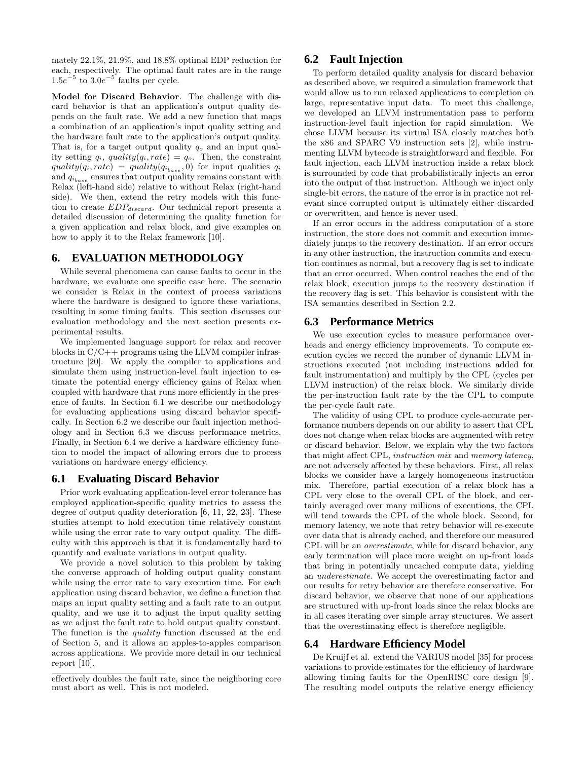mately 22.1%, 21.9%, and 18.8% optimal EDP reduction for each, respectively. The optimal fault rates are in the range $1.5e^{-5}$ to $3.0e^{-5}$ faults per cycle.

**Model for Discard Behavior**. The challenge with discard behavior is that an application's output quality depends on the fault rate. We add a new function that maps a combination of an application's input quality setting and the hardware fault rate to the application's output quality. That is, for a target output quality $q_o$ and an input quality setting $q_i$, $quality(q_i, rate) = q_o$. Then, the constraint $quality(q_i, rate) = quality(q_{i_{base}}, 0)$ for input qualities $q_i$ and $q_{i_{base}}$ ensures that output quality remains constant with Relax (left-hand side) relative to without Relax (right-hand side). We then, extend the retry models with this function to create $EDP_{discard}$. Our technical report presents a detailed discussion of determining the quality function for a given application and relax block, and give examples on how to apply it to the Relax framework [10].

## 6. EVALUATION METHODOLOGY

While several phenomena can cause faults to occur in the hardware, we evaluate one specific case here. The scenario we consider is Relax in the context of process variations where the hardware is designed to ignore these variations, resulting in some timing faults. This section discusses our evaluation methodology and the next section presents experimental results.

We implemented language support for relax and recover blocks in C/C++ programs using the LLVM compiler infrastructure [20]. We apply the compiler to applications and simulate them using instruction-level fault injection to estimate the potential energy efficiency gains of Relax when coupled with hardware that runs more efficiently in the presence of faults. In Section 6.1 we describe our methodology for evaluating applications using discard behavior specifically. In Section 6.2 we describe our fault injection methodology and in Section 6.3 we discuss performance metrics. Finally, in Section 6.4 we derive a hardware efficiency function to model the impact of allowing errors due to process variations on hardware energy efficiency.

### 6.1 Evaluating Discard Behavior

Prior work evaluating application-level error tolerance has employed application-specific quality metrics to assess the degree of output quality deterioration [6, 11, 22, 23]. These studies attempt to hold execution time relatively constant while using the error rate to vary output quality. The difficulty with this approach is that it is fundamentally hard to quantify and evaluate variations in output quality.

We provide a novel solution to this problem by taking the converse approach of holding output quality constant while using the error rate to vary execution time. For each application using discard behavior, we define a function that maps an input quality setting and a fault rate to an output quality, and we use it to adjust the input quality setting as we adjust the fault rate to hold output quality constant. The function is the *quality* function discussed at the end of Section 5, and it allows an apples-to-apples comparison across applications. We provide more detail in our technical report [10].

effectively doubles the fault rate, since the neighboring core must abort as well. This is not modeled.

### 6.2 Fault Injection

To perform detailed quality analysis for discard behavior as described above, we required a simulation framework that would allow us to run relaxed applications to completion on large, representative input data. To meet this challenge, we developed an LLVM instrumentation pass to perform instruction-level fault injection for rapid simulation. We chose LLVM because its virtual ISA closely matches both the x86 and SPARC V9 instruction sets [2], while instrumenting LLVM bytecode is straightforward and flexible. For fault injection, each LLVM instruction inside a relax block is surrounded by code that probabilistically injects an error into the output of that instruction. Although we inject only single-bit errors, the nature of the error is in practice not relevant since corrupted output is ultimately either discarded or overwritten, and hence is never used.

If an error occurs in the address computation of a store instruction, the store does not commit and execution immediately jumps to the recovery destination. If an error occurs in any other instruction, the instruction commits and execution continues as normal, but a recovery flag is set to indicate that an error occurred. When control reaches the end of the relax block, execution jumps to the recovery destination if the recovery flag is set. This behavior is consistent with the ISA semantics described in Section 2.2.

### 6.3 Performance Metrics

We use execution cycles to measure performance overheads and energy efficiency improvements. To compute execution cycles we record the number of dynamic LLVM instructions executed (not including instructions added for fault instrumentation) and multiply by the CPL (cycles per LLVM instruction) of the relax block. We similarly divide the per-instruction fault rate by the the CPL to compute the per-cycle fault rate.

The validity of using CPL to produce cycle-accurate performance numbers depends on our ability to assert that CPL does not change when relax blocks are augmented with retry or discard behavior. Below, we explain why the two factors that might affect CPL, *instruction mix* and *memory latency*, are not adversely affected by these behaviors. First, all relax blocks we consider have a largely homogeneous instruction mix. Therefore, partial execution of a relax block has a CPL very close to the overall CPL of the block, and certainly averaged over many millions of executions, the CPL will tend towards the CPL of the whole block. Second, for memory latency, we note that retry behavior will re-execute over data that is already cached, and therefore our measured CPL will be an *overestimate*, while for discard behavior, any early termination will place more weight on up-front loads that bring in potentially uncached compute data, yielding an *underestimate*. We accept the overestimating factor and our results for retry behavior are therefore conservative. For discard behavior, we observe that none of our applications are structured with up-front loads since the relax blocks are in all cases iterating over simple array structures. We assert that the overestimating effect is therefore negligible.

### 6.4 Hardware Efficiency Model

De Kruijf et al. extend the VARIUS model [35] for process variations to provide estimates for the efficiency of hardware allowing timing faults for the OpenRISC core design [9]. The resulting model outputs the relative energy efficiency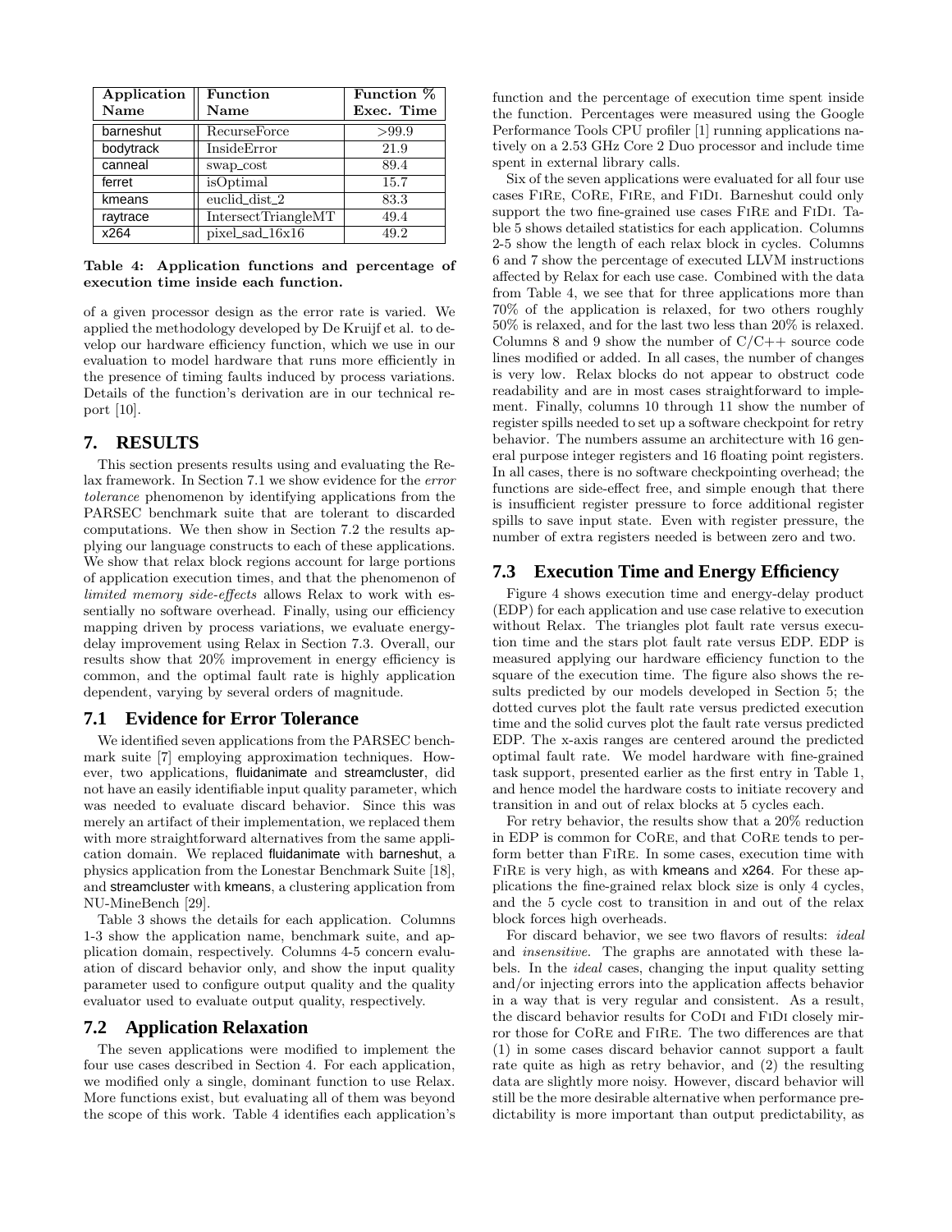| Application Name | Function Name | Function % Exec. Time |
|---|---|---|
| barneshut | RecurseForce | >99.9 |
| bodytrack | InsideError | 21.9 |
| canneal | swap_cost | 89.4 |
| ferret | isOptimal | 15.7 |
| kmeans | euclid_dist_2 | 83.3 |
| raytrace | IntersectTriangleMT | 49.4 |
| x264 | pixel_sad_16x16 | 49.2 |

**Table 4: Application functions and percentage of execution time inside each function.**

of a given processor design as the error rate is varied. We applied the methodology developed by De Kruijf et al. to develop our hardware efficiency function, which we use in our evaluation to model hardware that runs more efficiently in the presence of timing faults induced by process variations. Details of the function's derivation are in our technical report [10].

## 7. RESULTS

This section presents results using and evaluating the Relax framework. In Section 7.1 we show evidence for the *error tolerance* phenomenon by identifying applications from the PARSEC benchmark suite that are tolerant to discarded computations. We then show in Section 7.2 the results applying our language constructs to each of these applications. We show that relax block regions account for large portions of application execution times, and that the phenomenon of *limited memory side-effects* allows Relax to work with essentially no software overhead. Finally, using our efficiency mapping driven by process variations, we evaluate energy-delay improvement using Relax in Section 7.3. Overall, our results show that 20% improvement in energy efficiency is common, and the optimal fault rate is highly application dependent, varying by several orders of magnitude.

### 7.1 Evidence for Error Tolerance

We identified seven applications from the PARSEC benchmark suite [7] employing approximation techniques. However, two applications, fluidanimate and streamcluster, did not have an easily identifiable input quality parameter, which was needed to evaluate discard behavior. Since this was merely an artifact of their implementation, we replaced them with more straightforward alternatives from the same application domain. We replaced fluidanimate with barneshut, a physics application from the Lonestar Benchmark Suite [18], and streamcluster with kmeans, a clustering application from NU-MineBench [29].

Table 3 shows the details for each application. Columns 1-3 show the application name, benchmark suite, and application domain, respectively. Columns 4-5 concern evaluation of discard behavior only, and show the input quality parameter used to configure output quality and the quality evaluator used to evaluate output quality, respectively.

### 7.2 Application Relaxation

The seven applications were modified to implement the four use cases described in Section 4. For each application, we modified only a single, dominant function to use Relax. More functions exist, but evaluating all of them was beyond the scope of this work. Table 4 identifies each application's function and the percentage of execution time spent inside the function. Percentages were measured using the Google Performance Tools CPU profiler [1] running applications natively on a 2.53 GHz Core 2 Duo processor and include time spent in external library calls.

Six of the seven applications were evaluated for all four use cases FiRe, CoRe, FiRe, and FiDi. Barneshut could only support the two fine-grained use cases FiRe and FiDi. Table 5 shows detailed statistics for each application. Columns 2-5 show the length of each relax block in cycles. Columns 6 and 7 show the percentage of executed LLVM instructions affected by Relax for each use case. Combined with the data from Table 4, we see that for three applications more than 70% of the application is relaxed, for two others roughly 50% is relaxed, and for the last two less than 20% is relaxed. Columns 8 and 9 show the number of C/C++ source code lines modified or added. In all cases, the number of changes is very low. Relax blocks do not appear to obstruct code readability and are in most cases straightforward to implement. Finally, columns 10 through 11 show the number of register spills needed to set up a software checkpoint for retry behavior. The numbers assume an architecture with 16 general purpose integer registers and 16 floating point registers. In all cases, there is no software checkpointing overhead; the functions are side-effect free, and simple enough that there is insufficient register pressure to force additional register spills to save input state. Even with register pressure, the number of extra registers needed is between zero and two.

### 7.3 Execution Time and Energy Efficiency

Figure 4 shows execution time and energy-delay product (EDP) for each application and use case relative to execution without Relax. The triangles plot fault rate versus execution time and the stars plot fault rate versus EDP. EDP is measured applying our hardware efficiency function to the square of the execution time. The figure also shows the results predicted by our models developed in Section 5; the dotted curves plot the fault rate versus predicted execution time and the solid curves plot the fault rate versus predicted EDP. The x-axis ranges are centered around the predicted optimal fault rate. We model hardware with fine-grained task support, presented earlier as the first entry in Table 1, and hence model the hardware costs to initiate recovery and transition in and out of relax blocks at 5 cycles each.

For retry behavior, the results show that a 20% reduction in EDP is common for CoRe, and that CoRe tends to perform better than FiRe. In some cases, execution time with FiRe is very high, as with kmeans and x264. For these applications the fine-grained relax block size is only 4 cycles, and the 5 cycle cost to transition in and out of the relax block forces high overheads.

For discard behavior, we see two flavors of results: *ideal* and *insensitive*. The graphs are annotated with these labels. In the *ideal* cases, changing the input quality setting and/or injecting errors into the application affects behavior in a way that is very regular and consistent. As a result, the discard behavior results for CoDi and FiDi closely mirror those for CoRe and FiRe. The two differences are that (1) in some cases discard behavior cannot support a fault rate quite as high as retry behavior, and (2) the resulting data are slightly more noisy. However, discard behavior will still be the more desirable alternative when performance predictability is more important than output predictability, as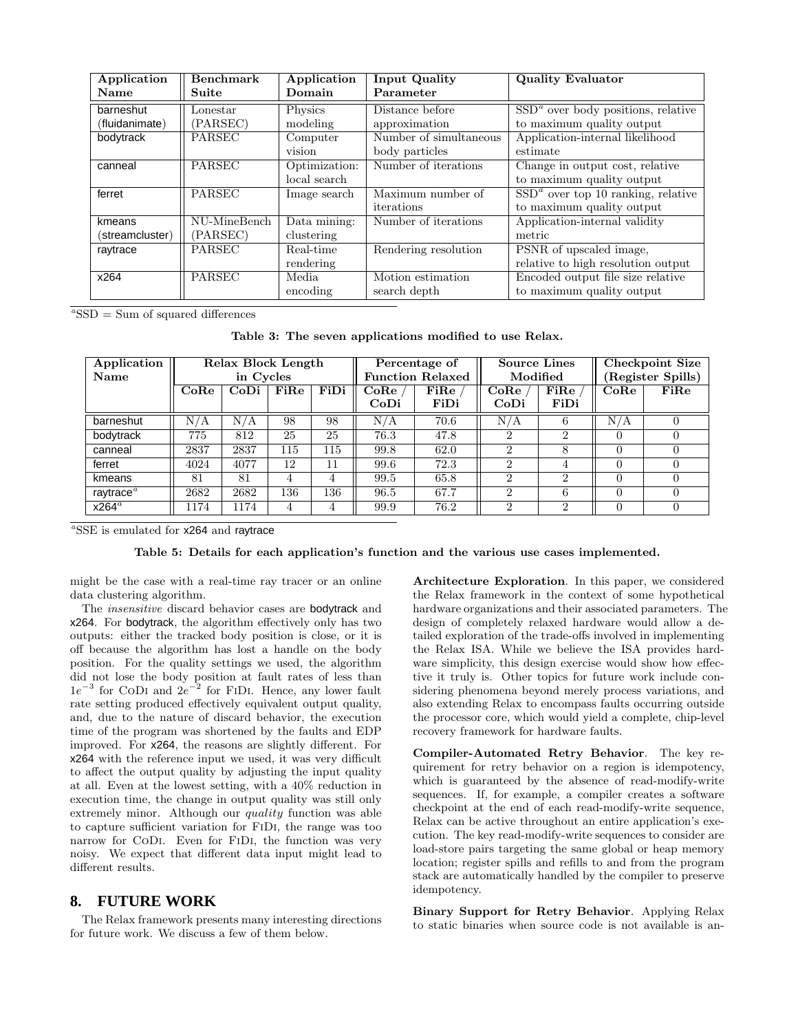| Application Name | Benchmark Suite | Application Domain | Input Quality Parameter | Quality Evaluator |
|---|---|---|---|---|
| barneshut (fluidanimate) | Lonestar (PARSEC) | Physics modeling | Distance before approximation | SSD[a] over body positions, relative to maximum quality output |
| bodytrack | PARSEC | Computer vision | Number of simultaneous body particles | Application-internal likelihood estimate |
| canneal | PARSEC | Optimization: local search | Number of iterations | Change in output cost, relative to maximum quality output |
| ferret | PARSEC | Image search | Maximum number of iterations | SSD[a] over top 10 ranking, relative to maximum quality output |
| kmeans (streamcluster) | NU-MineBench (PARSEC) | Data mining: clustering | Number of iterations | Application-internal validity metric |
| raytrace | PARSEC | Real-time rendering | Rendering resolution | PSNR of upscaled image, relative to high resolution output |
| x264 | PARSEC | Media encoding | Motion estimation search depth | Encoded output file size relative to maximum quality output |

[a]SSD = Sum of squared differences

**Table 3: The seven applications modified to use Relax.**

| Application Name | Relax Block Length in Cycles | | | | Percentage of Function Relaxed | | Source Lines Modified | | Checkpoint Size (Register Spills) | |
|---|---|---|---|---|---|---|---|---|---|---|
| | CoRe | CoDi | FiRe | FiDi | CoRe / CoDi | FiRe / FiDi | CoRe / CoDi | FiRe / FiDi | CoRe | FiRe |
| barneshut | N/A | N/A | 98 | 98 | N/A | 70.6 | N/A | 6 | N/A | 0 |
| bodytrack | 775 | 812 | 25 | 25 | 76.3 | 47.8 | 2 | 2 | 0 | 0 |
| canneal | 2837 | 2837 | 115 | 115 | 99.8 | 62.0 | 2 | 8 | 0 | 0 |
| ferret | 4024 | 4077 | 12 | 11 | 99.6 | 72.3 | 2 | 4 | 0 | 0 |
| kmeans | 81 | 81 | 4 | 4 | 99.5 | 65.8 | 2 | 2 | 0 | 0 |
| raytrace[a] | 2682 | 2682 | 136 | 136 | 96.5 | 67.7 | 2 | 6 | 0 | 0 |
| x264[a] | 1174 | 1174 | 4 | 4 | 99.9 | 76.2 | 2 | 2 | 0 | 0 |

[a]SSE is emulated for x264 and raytrace

**Table 5: Details for each application's function and the various use cases implemented.**

might be the case with a real-time ray tracer or an online data clustering algorithm.

The *insensitive* discard behavior cases are bodytrack and x264. For bodytrack, the algorithm effectively only has two outputs: either the tracked body position is close, or it is off because the algorithm has lost a handle on the body position. For the quality settings we used, the algorithm did not lose the body position at fault rates of less than $1e^{-3}$ for CoDi and $2e^{-2}$ for FiDi. Hence, any lower fault rate setting produced effectively equivalent output quality, and, due to the nature of discard behavior, the execution time of the program was shortened by the faults and EDP improved. For x264, the reasons are slightly different. For x264 with the reference input we used, it was very difficult to affect the output quality by adjusting the input quality at all. Even at the lowest setting, with a 40% reduction in execution time, the change in output quality was still only extremely minor. Although our *quality* function was able to capture sufficient variation for FiDi, the range was too narrow for CoDi. Even for FiDi, the function was very noisy. We expect that different data input might lead to different results.

## 8. FUTURE WORK

The Relax framework presents many interesting directions for future work. We discuss a few of them below.

**Architecture Exploration**. In this paper, we considered the Relax framework in the context of some hypothetical hardware organizations and their associated parameters. The design of completely relaxed hardware would allow a detailed exploration of the trade-offs involved in implementing the Relax ISA. While we believe the ISA provides hardware simplicity, this design exercise would show how effective it truly is. Other topics for future work include considering phenomena beyond merely process variations, and also extending Relax to encompass faults occurring outside the processor core, which would yield a complete, chip-level recovery framework for hardware faults.

**Compiler-Automated Retry Behavior**. The key requirement for retry behavior on a region is idempotency, which is guaranteed by the absence of read-modify-write sequences. If, for example, a compiler creates a software checkpoint at the end of each read-modify-write sequence, Relax can be active throughout an entire application's execution. The key read-modify-write sequences to consider are load-store pairs targeting the same global or heap memory location; register spills and refills to and from the program stack are automatically handled by the compiler to preserve idempotency.

**Binary Support for Retry Behavior**. Applying Relax to static binaries when source code is not available is an-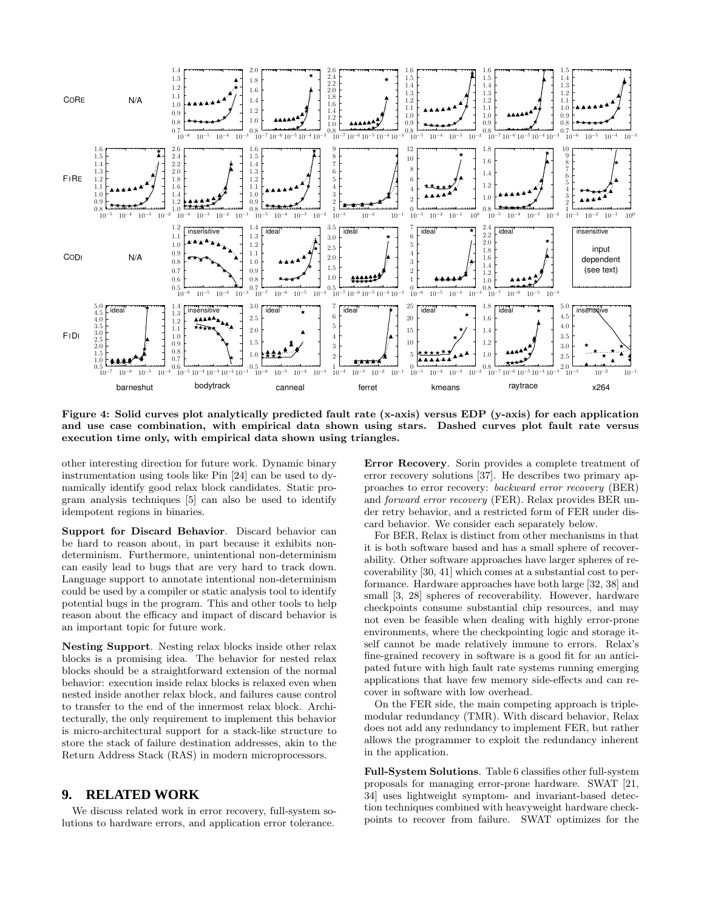CoRe N/A

FiRe

CoDi N/A

FiDi

insensitive

ideal

input dependent (see text)

barneshut bodytrack canneal ferret kmeans raytrace x264

**Figure 4: Solid curves plot analytically predicted fault rate (x-axis) versus EDP (y-axis) for each application and use case combination, with empirical data shown using stars. Dashed curves plot fault rate versus execution time only, with empirical data shown using triangles.**

other interesting direction for future work. Dynamic binary instrumentation using tools like Pin [24] can be used to dynamically identify good relax block candidates. Static program analysis techniques [5] can also be used to identify idempotent regions in binaries.

**Support for Discard Behavior**. Discard behavior can be hard to reason about, in part because it exhibits nondeterminism. Furthermore, unintentional non-determinism can easily lead to bugs that are very hard to track down. Language support to annotate intentional non-determinism could be used by a compiler or static analysis tool to identify potential bugs in the program. This and other tools to help reason about the efficacy and impact of discard behavior is an important topic for future work.

**Nesting Support**. Nesting relax blocks inside other relax blocks is a promising idea. The behavior for nested relax blocks should be a straightforward extension of the normal behavior: execution inside relax blocks is relaxed even when nested inside another relax block, and failures cause control to transfer to the end of the innermost relax block. Architecturally, the only requirement to implement this behavior is micro-architectural support for a stack-like structure to store the stack of failure destination addresses, akin to the Return Address Stack (RAS) in modern microprocessors.

## 9. RELATED WORK

We discuss related work in error recovery, full-system solutions to hardware errors, and application error tolerance.

**Error Recovery**. Sorin provides a complete treatment of error recovery solutions [37]. He describes two primary approaches to error recovery: *backward error recovery* (BER) and *forward error recovery* (FER). Relax provides BER under retry behavior, and a restricted form of FER under discard behavior. We consider each separately below.

For BER, Relax is distinct from other mechanisms in that it is both software based and has a small sphere of recoverability. Other software approaches have larger spheres of recoverability [30, 41] which comes at a substantial cost to performance. Hardware approaches have both large [32, 38] and small [3, 28] spheres of recoverability. However, hardware checkpoints consume substantial chip resources, and may not even be feasible when dealing with highly error-prone environments, where the checkpointing logic and storage itself cannot be made relatively immune to errors. Relax's fine-grained recovery in software is a good fit for an anticipated future with high fault rate systems running emerging applications that have few memory side-effects and can recover in software with low overhead.

On the FER side, the main competing approach is triple-modular redundancy (TMR). With discard behavior, Relax does not add any redundancy to implement FER, but rather allows the programmer to exploit the redundancy inherent in the application.

**Full-System Solutions**. Table 6 classifies other full-system proposals for managing error-prone hardware. SWAT [21, 34] uses lightweight symptom- and invariant-based detection techniques combined with heavyweight hardware checkpoints to recover from failure. SWAT optimizes for the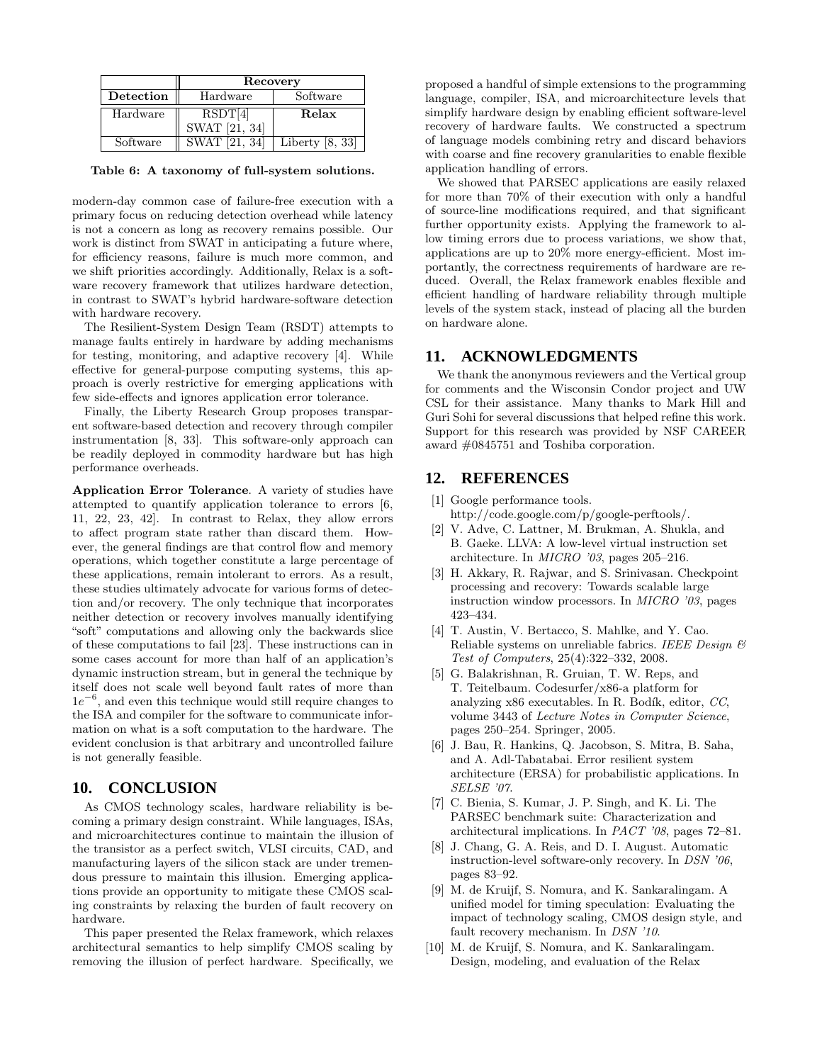| | Recovery | |
|---|---|---|
| **Detection** | Hardware | Software |
| Hardware | RSDT[4] SWAT [21, 34] | **Relax** |
| Software | SWAT [21, 34] | Liberty [8, 33] |

**Table 6: A taxonomy of full-system solutions.**

modern-day common case of failure-free execution with a primary focus on reducing detection overhead while latency is not a concern as long as recovery remains possible. Our work is distinct from SWAT in anticipating a future where, for efficiency reasons, failure is much more common, and we shift priorities accordingly. Additionally, Relax is a software recovery framework that utilizes hardware detection, in contrast to SWAT's hybrid hardware-software detection with hardware recovery.

The Resilient-System Design Team (RSDT) attempts to manage faults entirely in hardware by adding mechanisms for testing, monitoring, and adaptive recovery [4]. While effective for general-purpose computing systems, this approach is overly restrictive for emerging applications with few side-effects and ignores application error tolerance.

Finally, the Liberty Research Group proposes transparent software-based detection and recovery through compiler instrumentation [8, 33]. This software-only approach can be readily deployed in commodity hardware but has high performance overheads.

**Application Error Tolerance**. A variety of studies have attempted to quantify application tolerance to errors [6, 11, 22, 23, 42]. In contrast to Relax, they allow errors to affect program state rather than discard them. However, the general findings are that control flow and memory operations, which together constitute a large percentage of these applications, remain intolerant to errors. As a result, these studies ultimately advocate for various forms of detection and/or recovery. The only technique that incorporates neither detection or recovery involves manually identifying "soft" computations and allowing only the backwards slice of these computations to fail [23]. These instructions can in some cases account for more than half of an application's dynamic instruction stream, but in general the technique by itself does not scale well beyond fault rates of more than $1e^{-6}$, and even this technique would still require changes to the ISA and compiler for the software to communicate information on what is a soft computation to the hardware. The evident conclusion is that arbitrary and uncontrolled failure is not generally feasible.

## 10. CONCLUSION

As CMOS technology scales, hardware reliability is becoming a primary design constraint. While languages, ISAs, and microarchitectures continue to maintain the illusion of the transistor as a perfect switch, VLSI circuits, CAD, and manufacturing layers of the silicon stack are under tremendous pressure to maintain this illusion. Emerging applications provide an opportunity to mitigate these CMOS scaling constraints by relaxing the burden of fault recovery on hardware.

This paper presented the Relax framework, which relaxes architectural semantics to help simplify CMOS scaling by removing the illusion of perfect hardware. Specifically, we proposed a handful of simple extensions to the programming language, compiler, ISA, and microarchitecture levels that simplify hardware design by enabling efficient software-level recovery of hardware faults. We constructed a spectrum of language models combining retry and discard behaviors with coarse and fine recovery granularities to enable flexible application handling of errors.

We showed that PARSEC applications are easily relaxed for more than 70% of their execution with only a handful of source-line modifications required, and that significant further opportunity exists. Applying the framework to allow timing errors due to process variations, we show that, applications are up to 20% more energy-efficient. Most importantly, the correctness requirements of hardware are reduced. Overall, the Relax framework enables flexible and efficient handling of hardware reliability through multiple levels of the system stack, instead of placing all the burden on hardware alone.

## 11. ACKNOWLEDGMENTS

We thank the anonymous reviewers and the Vertical group for comments and the Wisconsin Condor project and UW CSL for their assistance. Many thanks to Mark Hill and Guri Sohi for several discussions that helped refine this work. Support for this research was provided by NSF CAREER award #0845751 and Toshiba corporation.

## 12. REFERENCES

[1] Google performance tools. http://code.google.com/p/google-perftools/.

[2] V. Adve, C. Lattner, M. Brukman, A. Shukla, and B. Gaeke. LLVA: A low-level virtual instruction set architecture. In *MICRO '03*, pages 205–216.

[3] H. Akkary, R. Rajwar, and S. Srinivasan. Checkpoint processing and recovery: Towards scalable large instruction window processors. In *MICRO '03*, pages 423–434.

[4] T. Austin, V. Bertacco, S. Mahlke, and Y. Cao. Reliable systems on unreliable fabrics. *IEEE Design & Test of Computers*, 25(4):322–332, 2008.

[5] G. Balakrishnan, R. Gruian, T. W. Reps, and T. Teitelbaum. Codesurfer/x86-a platform for analyzing x86 executables. In R. Bodík, editor, *CC*, volume 3443 of *Lecture Notes in Computer Science*, pages 250–254. Springer, 2005.

[6] J. Bau, R. Hankins, Q. Jacobson, S. Mitra, B. Saha, and A. Adl-Tabatabai. Error resilient system architecture (ERSA) for probabilistic applications. In *SELSE '07*.

[7] C. Bienia, S. Kumar, J. P. Singh, and K. Li. The PARSEC benchmark suite: Characterization and architectural implications. In *PACT '08*, pages 72–81.

[8] J. Chang, G. A. Reis, and D. I. August. Automatic instruction-level software-only recovery. In *DSN '06*, pages 83–92.

[9] M. de Kruijf, S. Nomura, and K. Sankaralingam. A unified model for timing speculation: Evaluating the impact of technology scaling, CMOS design style, and fault recovery mechanism. In *DSN '10*.

[10] M. de Kruijf, S. Nomura, and K. Sankaralingam. Design, modeling, and evaluation of the Relax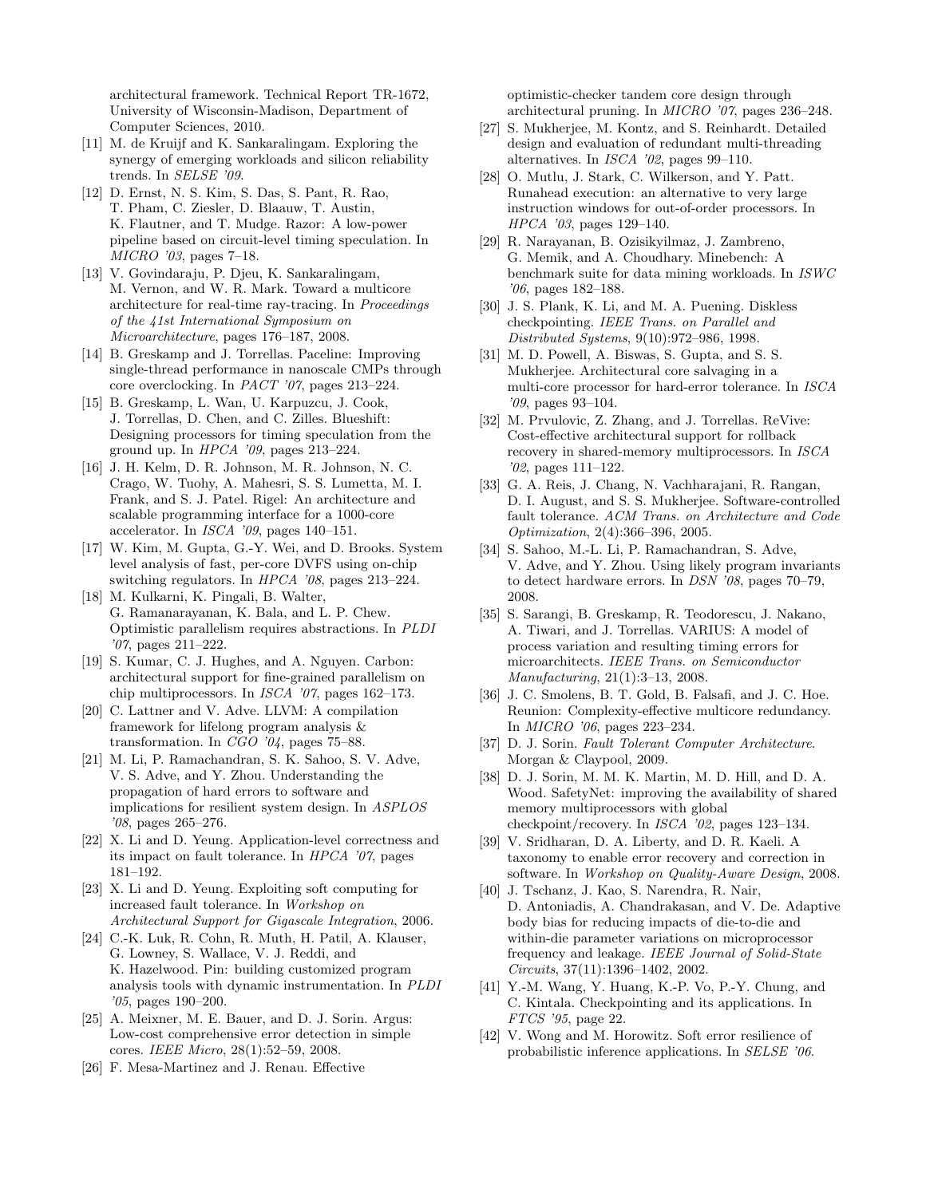architectural framework. Technical Report TR-1672, University of Wisconsin-Madison, Department of Computer Sciences, 2010.

[11] M. de Kruijf and K. Sankaralingam. Exploring the synergy of emerging workloads and silicon reliability trends. In *SELSE '09*.

[12] D. Ernst, N. S. Kim, S. Das, S. Pant, R. Rao, T. Pham, C. Ziesler, D. Blaauw, T. Austin, K. Flautner, and T. Mudge. Razor: A low-power pipeline based on circuit-level timing speculation. In *MICRO '03*, pages 7–18.

[13] V. Govindaraju, P. Djeu, K. Sankaralingam, M. Vernon, and W. R. Mark. Toward a multicore architecture for real-time ray-tracing. In *Proceedings of the 41st International Symposium on Microarchitecture*, pages 176–187, 2008.

[14] B. Greskamp and J. Torrellas. Paceline: Improving single-thread performance in nanoscale CMPs through core overclocking. In *PACT '07*, pages 213–224.

[15] B. Greskamp, L. Wan, U. Karpuzcu, J. Cook, J. Torrellas, D. Chen, and C. Zilles. Blueshift: Designing processors for timing speculation from the ground up. In *HPCA '09*, pages 213–224.

[16] J. H. Kelm, D. R. Johnson, M. R. Johnson, N. C. Crago, W. Tuohy, A. Mahesri, S. S. Lumetta, M. I. Frank, and S. J. Patel. Rigel: An architecture and scalable programming interface for a 1000-core accelerator. In *ISCA '09*, pages 140–151.

[17] W. Kim, M. Gupta, G.-Y. Wei, and D. Brooks. System level analysis of fast, per-core DVFS using on-chip switching regulators. In *HPCA '08*, pages 213–224.

[18] M. Kulkarni, K. Pingali, B. Walter, G. Ramanarayanan, K. Bala, and L. P. Chew. Optimistic parallelism requires abstractions. In *PLDI '07*, pages 211–222.

[19] S. Kumar, C. J. Hughes, and A. Nguyen. Carbon: architectural support for fine-grained parallelism on chip multiprocessors. In *ISCA '07*, pages 162–173.

[20] C. Lattner and V. Adve. LLVM: A compilation framework for lifelong program analysis & transformation. In *CGO '04*, pages 75–88.

[21] M. Li, P. Ramachandran, S. K. Sahoo, S. V. Adve, V. S. Adve, and Y. Zhou. Understanding the propagation of hard errors to software and implications for resilient system design. In *ASPLOS '08*, pages 265–276.

[22] X. Li and D. Yeung. Application-level correctness and its impact on fault tolerance. In *HPCA '07*, pages 181–192.

[23] X. Li and D. Yeung. Exploiting soft computing for increased fault tolerance. In *Workshop on Architectural Support for Gigascale Integration*, 2006.

[24] C.-K. Luk, R. Cohn, R. Muth, H. Patil, A. Klauser, G. Lowney, S. Wallace, V. J. Reddi, and K. Hazelwood. Pin: building customized program analysis tools with dynamic instrumentation. In *PLDI '05*, pages 190–200.

[25] A. Meixner, M. E. Bauer, and D. J. Sorin. Argus: Low-cost comprehensive error detection in simple cores. *IEEE Micro*, 28(1):52–59, 2008.

[26] F. Mesa-Martinez and J. Renau. Effective optimistic-checker tandem core design through architectural pruning. In *MICRO '07*, pages 236–248.

[27] S. Mukherjee, M. Kontz, and S. Reinhardt. Detailed design and evaluation of redundant multi-threading alternatives. In *ISCA '02*, pages 99–110.

[28] O. Mutlu, J. Stark, C. Wilkerson, and Y. Patt. Runahead execution: an alternative to very large instruction windows for out-of-order processors. In *HPCA '03*, pages 129–140.

[29] R. Narayanan, B. Ozisikyilmaz, J. Zambreno, G. Memik, and A. Choudhary. Minebench: A benchmark suite for data mining workloads. In *ISWC '06*, pages 182–188.

[30] J. S. Plank, K. Li, and M. A. Puening. Diskless checkpointing. *IEEE Trans. on Parallel and Distributed Systems*, 9(10):972–986, 1998.

[31] M. D. Powell, A. Biswas, S. Gupta, and S. S. Mukherjee. Architectural core salvaging in a multi-core processor for hard-error tolerance. In *ISCA '09*, pages 93–104.

[32] M. Prvulovic, Z. Zhang, and J. Torrellas. ReVive: Cost-effective architectural support for rollback recovery in shared-memory multiprocessors. In *ISCA '02*, pages 111–122.

[33] G. A. Reis, J. Chang, N. Vachharajani, R. Rangan, D. I. August, and S. S. Mukherjee. Software-controlled fault tolerance. *ACM Trans. on Architecture and Code Optimization*, 2(4):366–396, 2005.

[34] S. Sahoo, M.-L. Li, P. Ramachandran, S. Adve, V. Adve, and Y. Zhou. Using likely program invariants to detect hardware errors. In *DSN '08*, pages 70–79, 2008.

[35] S. Sarangi, B. Greskamp, R. Teodorescu, J. Nakano, A. Tiwari, and J. Torrellas. VARIUS: A model of process variation and resulting timing errors for microarchitects. *IEEE Trans. on Semiconductor Manufacturing*, 21(1):3–13, 2008.

[36] J. C. Smolens, B. T. Gold, B. Falsafi, and J. C. Hoe. Reunion: Complexity-effective multicore redundancy. In *MICRO '06*, pages 223–234.

[37] D. J. Sorin. *Fault Tolerant Computer Architecture*. Morgan & Claypool, 2009.

[38] D. J. Sorin, M. M. K. Martin, M. D. Hill, and D. A. Wood. SafetyNet: improving the availability of shared memory multiprocessors with global checkpoint/recovery. In *ISCA '02*, pages 123–134.

[39] V. Sridharan, D. A. Liberty, and D. R. Kaeli. A taxonomy to enable error recovery and correction in software. In *Workshop on Quality-Aware Design*, 2008.

[40] J. Tschanz, J. Kao, S. Narendra, R. Nair, D. Antoniadis, A. Chandrakasan, and V. De. Adaptive body bias for reducing impacts of die-to-die and within-die parameter variations on microprocessor frequency and leakage. *IEEE Journal of Solid-State Circuits*, 37(11):1396–1402, 2002.

[41] Y.-M. Wang, Y. Huang, K.-P. Vo, P.-Y. Chung, and C. Kintala. Checkpointing and its applications. In *FTCS '95*, page 22.

[42] V. Wong and M. Horowitz. Soft error resilience of probabilistic inference applications. In *SELSE '06*.